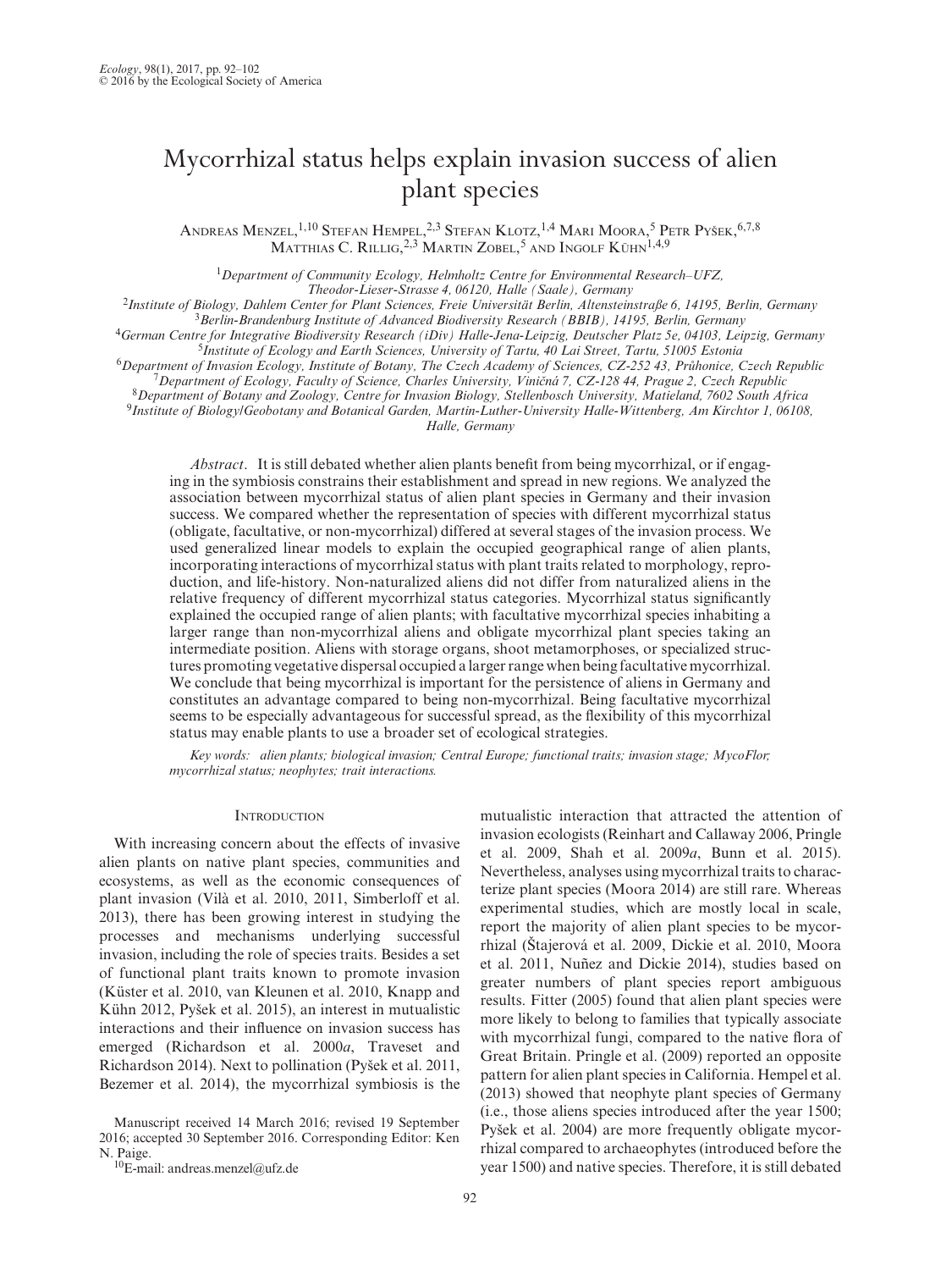# Mycorrhizal status helps explain invasion success of alien plant species

Andreas Menzel,[1,10] Stefan Hempel,[2,3] Stefan Klotz,[1,4] Mari Moora,[5] Petr Pyšek,[6,7,8] Matthias C. Rillig,[2,3] Martin Zobel,[5] and Ingolf Kühn[1,4,9]

[1]Department of Community Ecology, Helmholtz Centre for Environmental Research–UFZ, Theodor-Lieser-Strasse 4, 06120, Halle (Saale), Germany

[2]Institute of Biology, Dahlem Center for Plant Sciences, Freie Universität Berlin, Altensteinstraße 6, 14195, Berlin, Germany

[3]Berlin-Brandenburg Institute of Advanced Biodiversity Research (BBIB), 14195, Berlin, Germany

[4]German Centre for Integrative Biodiversity Research (iDiv) Halle-Jena-Leipzig, Deutscher Platz 5e, 04103, Leipzig, Germany

[5]Institute of Ecology and Earth Sciences, University of Tartu, 40 Lai Street, Tartu, 51005 Estonia

[6]Department of Invasion Ecology, Institute of Botany, The Czech Academy of Sciences, CZ-252 43, Průhonice, Czech Republic

[7]Department of Ecology, Faculty of Science, Charles University, Viničná 7, CZ-128 44, Prague 2, Czech Republic

[8]Department of Botany and Zoology, Centre for Invasion Biology, Stellenbosch University, Matieland, 7602 South Africa

[9]Institute of Biology/Geobotany and Botanical Garden, Martin-Luther-University Halle-Wittenberg, Am Kirchtor 1, 06108, Halle, Germany

*Abstract*. It is still debated whether alien plants benefit from being mycorrhizal, or if engaging in the symbiosis constrains their establishment and spread in new regions. We analyzed the association between mycorrhizal status of alien plant species in Germany and their invasion success. We compared whether the representation of species with different mycorrhizal status (obligate, facultative, or non-mycorrhizal) differed at several stages of the invasion process. We used generalized linear models to explain the occupied geographical range of alien plants, incorporating interactions of mycorrhizal status with plant traits related to morphology, reproduction, and life-history. Non-naturalized aliens did not differ from naturalized aliens in the relative frequency of different mycorrhizal status categories. Mycorrhizal status significantly explained the occupied range of alien plants; with facultative mycorrhizal species inhabiting a larger range than non-mycorrhizal aliens and obligate mycorrhizal plant species taking an intermediate position. Aliens with storage organs, shoot metamorphoses, or specialized structures promoting vegetative dispersal occupied a larger range when being facultative mycorrhizal. We conclude that being mycorrhizal is important for the persistence of aliens in Germany and constitutes an advantage compared to being non-mycorrhizal. Being facultative mycorrhizal seems to be especially advantageous for successful spread, as the flexibility of this mycorrhizal status may enable plants to use a broader set of ecological strategies.

*Key words: alien plants; biological invasion; Central Europe; functional traits; invasion stage; MycoFlor; mycorrhizal status; neophytes; trait interactions.*

## Introduction

With increasing concern about the effects of invasive alien plants on native plant species, communities and ecosystems, as well as the economic consequences of plant invasion (Vilà et al. 2010, 2011, Simberloff et al. 2013), there has been growing interest in studying the processes and mechanisms underlying successful invasion, including the role of species traits. Besides a set of functional plant traits known to promote invasion (Küster et al. 2010, van Kleunen et al. 2010, Knapp and Kühn 2012, Pyšek et al. 2015), an interest in mutualistic interactions and their influence on invasion success has emerged (Richardson et al. 2000*a*, Traveset and Richardson 2014). Next to pollination (Pyšek et al. 2011, Bezemer et al. 2014), the mycorrhizal symbiosis is the mutualistic interaction that attracted the attention of invasion ecologists (Reinhart and Callaway 2006, Pringle et al. 2009, Shah et al. 2009*a*, Bunn et al. 2015). Nevertheless, analyses using mycorrhizal traits to characterize plant species (Moora 2014) are still rare. Whereas experimental studies, which are mostly local in scale, report the majority of alien plant species to be mycorrhizal (Štajerová et al. 2009, Dickie et al. 2010, Moora et al. 2011, Nuñez and Dickie 2014), studies based on greater numbers of plant species report ambiguous results. Fitter (2005) found that alien plant species were more likely to belong to families that typically associate with mycorrhizal fungi, compared to the native flora of Great Britain. Pringle et al. (2009) reported an opposite pattern for alien plant species in California. Hempel et al. (2013) showed that neophyte plant species of Germany (i.e., those aliens species introduced after the year 1500; Pyšek et al. 2004) are more frequently obligate mycorrhizal compared to archaeophytes (introduced before the year 1500) and native species. Therefore, it is still debated

Manuscript received 14 March 2016; revised 19 September 2016; accepted 30 September 2016. Corresponding Editor: Ken N. Paige.

[10]E-mail: andreas.menzel@ufz.de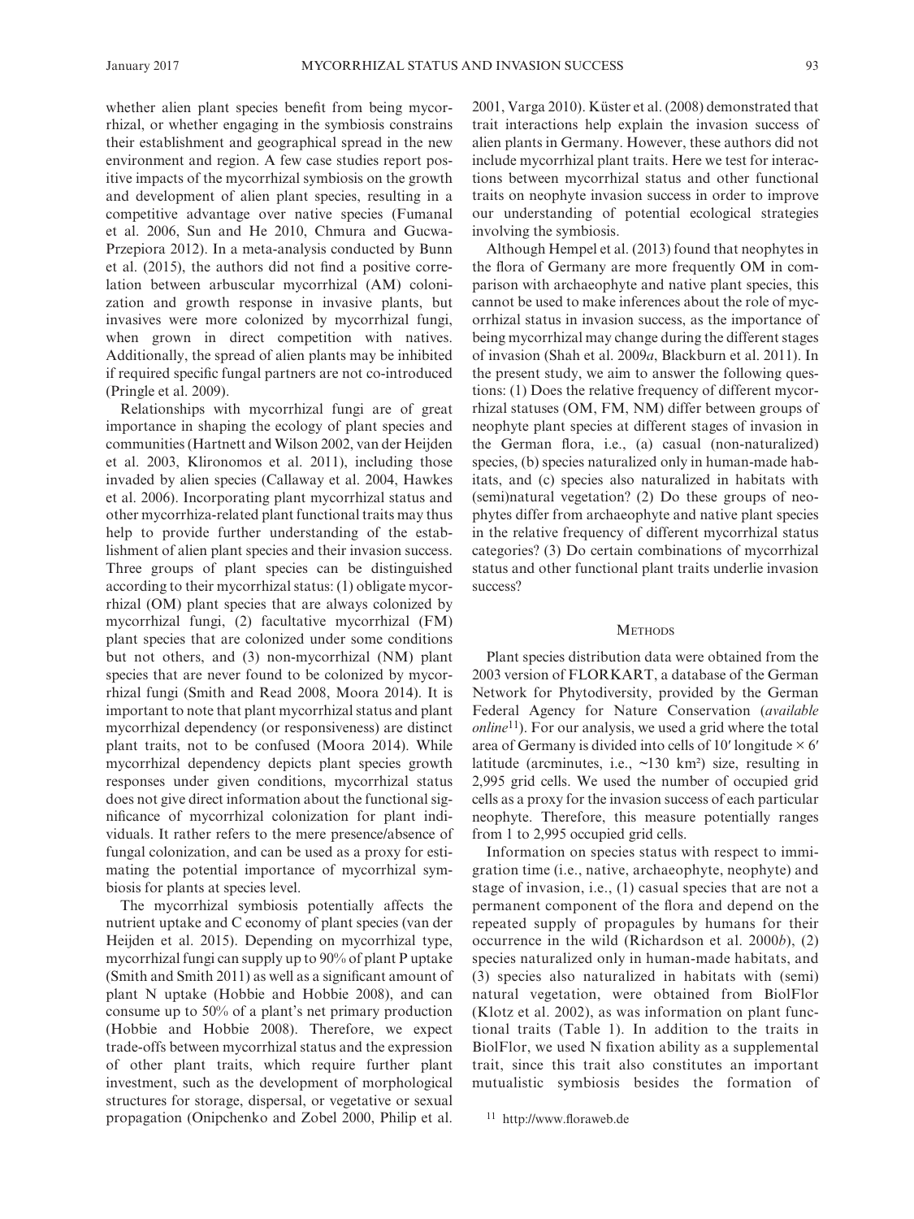whether alien plant species benefit from being mycorrhizal, or whether engaging in the symbiosis constrains their establishment and geographical spread in the new environment and region. A few case studies report positive impacts of the mycorrhizal symbiosis on the growth and development of alien plant species, resulting in a competitive advantage over native species (Fumanal et al. 2006, Sun and He 2010, Chmura and Gucwa-Przepiora 2012). In a meta-analysis conducted by Bunn et al. (2015), the authors did not find a positive correlation between arbuscular mycorrhizal (AM) colonization and growth response in invasive plants, but invasives were more colonized by mycorrhizal fungi, when grown in direct competition with natives. Additionally, the spread of alien plants may be inhibited if required specific fungal partners are not co-introduced (Pringle et al. 2009).

Relationships with mycorrhizal fungi are of great importance in shaping the ecology of plant species and communities (Hartnett and Wilson 2002, van der Heijden et al. 2003, Klironomos et al. 2011), including those invaded by alien species (Callaway et al. 2004, Hawkes et al. 2006). Incorporating plant mycorrhizal status and other mycorrhiza-related plant functional traits may thus help to provide further understanding of the establishment of alien plant species and their invasion success. Three groups of plant species can be distinguished according to their mycorrhizal status: (1) obligate mycorrhizal (OM) plant species that are always colonized by mycorrhizal fungi, (2) facultative mycorrhizal (FM) plant species that are colonized under some conditions but not others, and (3) non-mycorrhizal (NM) plant species that are never found to be colonized by mycorrhizal fungi (Smith and Read 2008, Moora 2014). It is important to note that plant mycorrhizal status and plant mycorrhizal dependency (or responsiveness) are distinct plant traits, not to be confused (Moora 2014). While mycorrhizal dependency depicts plant species growth responses under given conditions, mycorrhizal status does not give direct information about the functional significance of mycorrhizal colonization for plant individuals. It rather refers to the mere presence/absence of fungal colonization, and can be used as a proxy for estimating the potential importance of mycorrhizal symbiosis for plants at species level.

The mycorrhizal symbiosis potentially affects the nutrient uptake and C economy of plant species (van der Heijden et al. 2015). Depending on mycorrhizal type, mycorrhizal fungi can supply up to 90% of plant P uptake (Smith and Smith 2011) as well as a significant amount of plant N uptake (Hobbie and Hobbie 2008), and can consume up to 50% of a plant's net primary production (Hobbie and Hobbie 2008). Therefore, we expect trade-offs between mycorrhizal status and the expression of other plant traits, which require further plant investment, such as the development of morphological structures for storage, dispersal, or vegetative or sexual propagation (Onipchenko and Zobel 2000, Philip et al. 2001, Varga 2010). Küster et al. (2008) demonstrated that trait interactions help explain the invasion success of alien plants in Germany. However, these authors did not include mycorrhizal plant traits. Here we test for interactions between mycorrhizal status and other functional traits on neophyte invasion success in order to improve our understanding of potential ecological strategies involving the symbiosis.

Although Hempel et al. (2013) found that neophytes in the flora of Germany are more frequently OM in comparison with archaeophyte and native plant species, this cannot be used to make inferences about the role of mycorrhizal status in invasion success, as the importance of being mycorrhizal may change during the different stages of invasion (Shah et al. 2009*a*, Blackburn et al. 2011). In the present study, we aim to answer the following questions: (1) Does the relative frequency of different mycorrhizal statuses (OM, FM, NM) differ between groups of neophyte plant species at different stages of invasion in the German flora, i.e., (a) casual (non-naturalized) species, (b) species naturalized only in human-made habitats, and (c) species also naturalized in habitats with (semi)natural vegetation? (2) Do these groups of neophytes differ from archaeophyte and native plant species in the relative frequency of different mycorrhizal status categories? (3) Do certain combinations of mycorrhizal status and other functional plant traits underlie invasion success?

## Methods

Plant species distribution data were obtained from the 2003 version of FLORKART, a database of the German Network for Phytodiversity, provided by the German Federal Agency for Nature Conservation (*available online*[11]). For our analysis, we used a grid where the total area of Germany is divided into cells of 10′ longitude × 6′ latitude (arcminutes, i.e., ~130 km²) size, resulting in 2,995 grid cells. We used the number of occupied grid cells as a proxy for the invasion success of each particular neophyte. Therefore, this measure potentially ranges from 1 to 2,995 occupied grid cells.

Information on species status with respect to immigration time (i.e., native, archaeophyte, neophyte) and stage of invasion, i.e., (1) casual species that are not a permanent component of the flora and depend on the repeated supply of propagules by humans for their occurrence in the wild (Richardson et al. 2000*b*), (2) species naturalized only in human-made habitats, and (3) species also naturalized in habitats with (semi) natural vegetation, were obtained from BiolFlor (Klotz et al. 2002), as was information on plant functional traits (Table 1). In addition to the traits in BiolFlor, we used N fixation ability as a supplemental trait, since this trait also constitutes an important mutualistic symbiosis besides the formation of

[11] http://www.floraweb.de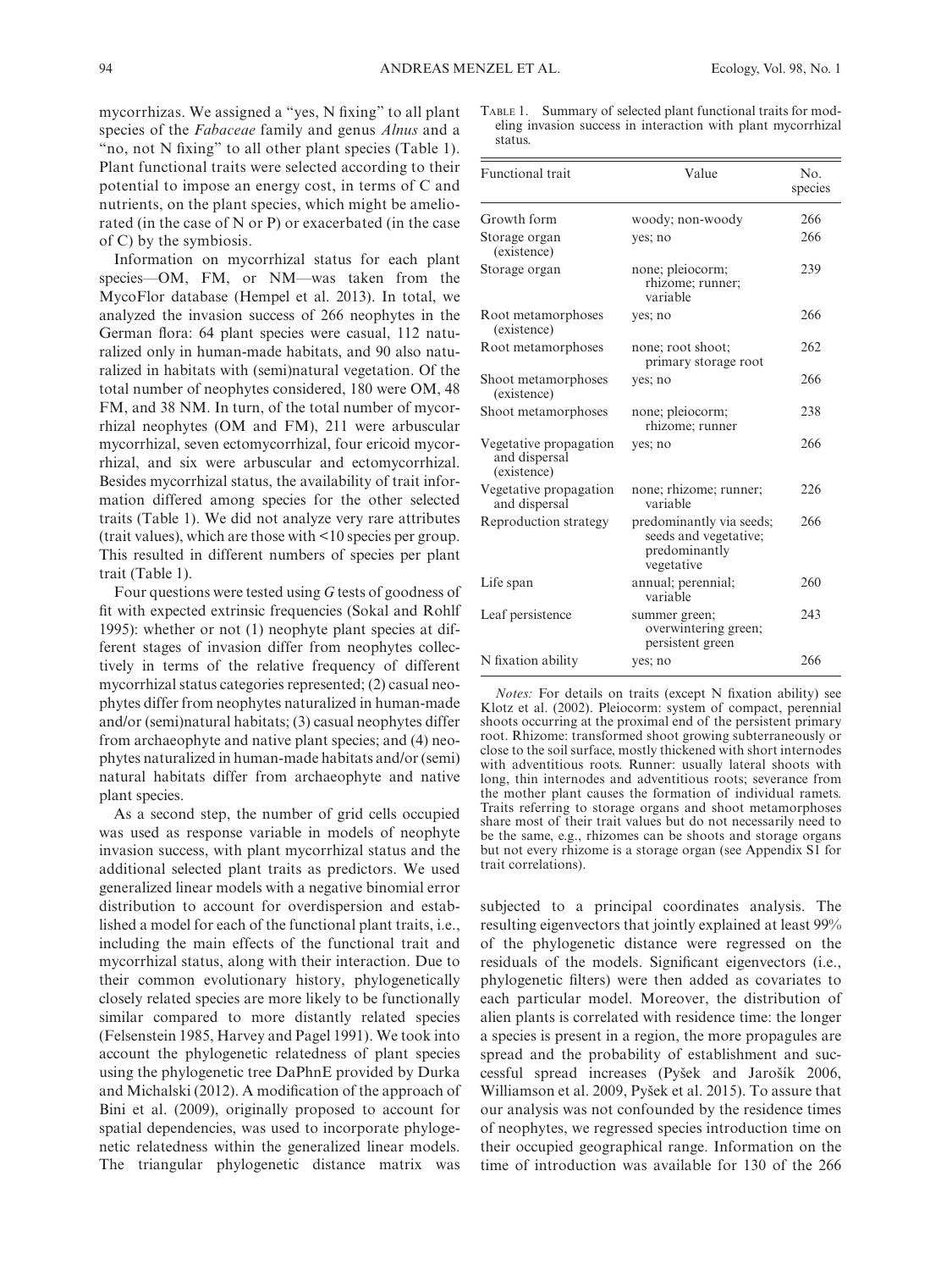mycorrhizas. We assigned a "yes, N fixing" to all plant species of the *Fabaceae* family and genus *Alnus* and a "no, not N fixing" to all other plant species (Table 1). Plant functional traits were selected according to their potential to impose an energy cost, in terms of C and nutrients, on the plant species, which might be ameliorated (in the case of N or P) or exacerbated (in the case of C) by the symbiosis.

Information on mycorrhizal status for each plant species—OM, FM, or NM—was taken from the MycoFlor database (Hempel et al. 2013). In total, we analyzed the invasion success of 266 neophytes in the German flora: 64 plant species were casual, 112 naturalized only in human-made habitats, and 90 also naturalized in habitats with (semi)natural vegetation. Of the total number of neophytes considered, 180 were OM, 48 FM, and 38 NM. In turn, of the total number of mycorrhizal neophytes (OM and FM), 211 were arbuscular mycorrhizal, seven ectomycorrhizal, four ericoid mycorrhizal, and six were arbuscular and ectomycorrhizal. Besides mycorrhizal status, the availability of trait information differed among species for the other selected traits (Table 1). We did not analyze very rare attributes (trait values), which are those with <10 species per group. This resulted in different numbers of species per plant trait (Table 1).

Four questions were tested using *G* tests of goodness of fit with expected extrinsic frequencies (Sokal and Rohlf 1995): whether or not (1) neophyte plant species at different stages of invasion differ from neophytes collectively in terms of the relative frequency of different mycorrhizal status categories represented; (2) casual neophytes differ from neophytes naturalized in human-made and/or (semi)natural habitats; (3) casual neophytes differ from archaeophyte and native plant species; and (4) neophytes naturalized in human-made habitats and/or (semi) natural habitats differ from archaeophyte and native plant species.

As a second step, the number of grid cells occupied was used as response variable in models of neophyte invasion success, with plant mycorrhizal status and the additional selected plant traits as predictors. We used generalized linear models with a negative binomial error distribution to account for overdispersion and established a model for each of the functional plant traits, i.e., including the main effects of the functional trait and mycorrhizal status, along with their interaction. Due to their common evolutionary history, phylogenetically closely related species are more likely to be functionally similar compared to more distantly related species (Felsenstein 1985, Harvey and Pagel 1991). We took into account the phylogenetic relatedness of plant species using the phylogenetic tree DaPhnE provided by Durka and Michalski (2012). A modification of the approach of Bini et al. (2009), originally proposed to account for spatial dependencies, was used to incorporate phylogenetic relatedness within the generalized linear models. The triangular phylogenetic distance matrix was subjected to a principal coordinates analysis. The resulting eigenvectors that jointly explained at least 99% of the phylogenetic distance were regressed on the residuals of the models. Significant eigenvectors (i.e., phylogenetic filters) were then added as covariates to each particular model. Moreover, the distribution of alien plants is correlated with residence time: the longer a species is present in a region, the more propagules are spread and the probability of establishment and successful spread increases (Pyšek and Jarošík 2006, Williamson et al. 2009, Pyšek et al. 2015). To assure that our analysis was not confounded by the residence times of neophytes, we regressed species introduction time on their occupied geographical range. Information on the time of introduction was available for 130 of the 266

Table 1. Summary of selected plant functional traits for modeling invasion success in interaction with plant mycorrhizal status.

| Functional trait | Value | No. species |
|---|---|---|
| Growth form | woody; non-woody | 266 |
| Storage organ (existence) | yes; no | 266 |
| Storage organ | none; pleiocorm; rhizome; runner; variable | 239 |
| Root metamorphoses (existence) | yes; no | 266 |
| Root metamorphoses | none; root shoot; primary storage root | 262 |
| Shoot metamorphoses (existence) | yes; no | 266 |
| Shoot metamorphoses | none; pleiocorm; rhizome; runner | 238 |
| Vegetative propagation and dispersal (existence) | yes; no | 266 |
| Vegetative propagation and dispersal | none; rhizome; runner; variable | 226 |
| Reproduction strategy | predominantly via seeds; seeds and vegetative; predominantly vegetative | 266 |
| Life span | annual; perennial; variable | 260 |
| Leaf persistence | summer green; overwintering green; persistent green | 243 |
| N fixation ability | yes; no | 266 |

*Notes:* For details on traits (except N fixation ability) see Klotz et al. (2002). Pleiocorm: system of compact, perennial shoots occurring at the proximal end of the persistent primary root. Rhizome: transformed shoot growing subterraneously or close to the soil surface, mostly thickened with short internodes with adventitious roots. Runner: usually lateral shoots with long, thin internodes and adventitious roots; severance from the mother plant causes the formation of individual ramets. Traits referring to storage organs and shoot metamorphoses share most of their trait values but do not necessarily need to be the same, e.g., rhizomes can be shoots and storage organs but not every rhizome is a storage organ (see Appendix S1 for trait correlations).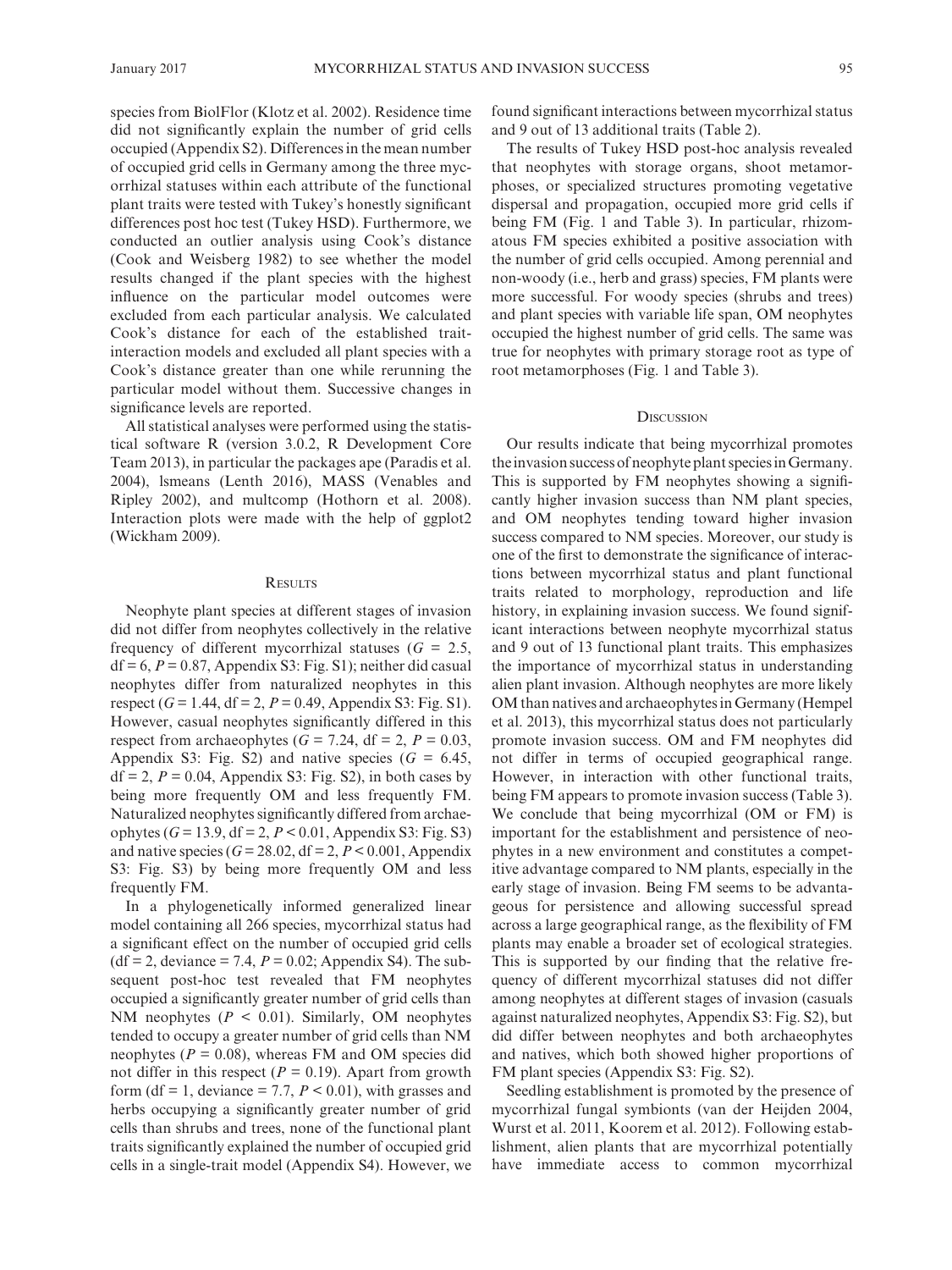species from BiolFlor (Klotz et al. 2002). Residence time did not significantly explain the number of grid cells occupied (Appendix S2). Differences in the mean number of occupied grid cells in Germany among the three mycorrhizal statuses within each attribute of the functional plant traits were tested with Tukey's honestly significant differences post hoc test (Tukey HSD). Furthermore, we conducted an outlier analysis using Cook's distance (Cook and Weisberg 1982) to see whether the model results changed if the plant species with the highest influence on the particular model outcomes were excluded from each particular analysis. We calculated Cook's distance for each of the established trait-interaction models and excluded all plant species with a Cook's distance greater than one while rerunning the particular model without them. Successive changes in significance levels are reported.

All statistical analyses were performed using the statistical software R (version 3.0.2, R Development Core Team 2013), in particular the packages ape (Paradis et al. 2004), lsmeans (Lenth 2016), MASS (Venables and Ripley 2002), and multcomp (Hothorn et al. 2008). Interaction plots were made with the help of ggplot2 (Wickham 2009).

## Results

Neophyte plant species at different stages of invasion did not differ from neophytes collectively in the relative frequency of different mycorrhizal statuses ($G$ = 2.5, df = 6, $P$ = 0.87, Appendix S3: Fig. S1); neither did casual neophytes differ from naturalized neophytes in this respect ($G$ = 1.44, df = 2, $P$ = 0.49, Appendix S3: Fig. S1). However, casual neophytes significantly differed in this respect from archaeophytes ($G$ = 7.24, df = 2, $P$ = 0.03, Appendix S3: Fig. S2) and native species ($G$ = 6.45, df = 2, $P$ = 0.04, Appendix S3: Fig. S2), in both cases by being more frequently OM and less frequently FM. Naturalized neophytes significantly differed from archaeophytes ($G$ = 13.9, df = 2, $P$ < 0.01, Appendix S3: Fig. S3) and native species ($G$ = 28.02, df = 2, $P$ < 0.001, Appendix S3: Fig. S3) by being more frequently OM and less frequently FM.

In a phylogenetically informed generalized linear model containing all 266 species, mycorrhizal status had a significant effect on the number of occupied grid cells (df = 2, deviance = 7.4, $P$ = 0.02; Appendix S4). The subsequent post-hoc test revealed that FM neophytes occupied a significantly greater number of grid cells than NM neophytes ($P$ < 0.01). Similarly, OM neophytes tended to occupy a greater number of grid cells than NM neophytes ($P$ = 0.08), whereas FM and OM species did not differ in this respect ($P$ = 0.19). Apart from growth form (df = 1, deviance = 7.7, $P$ < 0.01), with grasses and herbs occupying a significantly greater number of grid cells than shrubs and trees, none of the functional plant traits significantly explained the number of occupied grid cells in a single-trait model (Appendix S4). However, we found significant interactions between mycorrhizal status and 9 out of 13 additional traits (Table 2).

The results of Tukey HSD post-hoc analysis revealed that neophytes with storage organs, shoot metamorphoses, or specialized structures promoting vegetative dispersal and propagation, occupied more grid cells if being FM (Fig. 1 and Table 3). In particular, rhizomatous FM species exhibited a positive association with the number of grid cells occupied. Among perennial and non-woody (i.e., herb and grass) species, FM plants were more successful. For woody species (shrubs and trees) and plant species with variable life span, OM neophytes occupied the highest number of grid cells. The same was true for neophytes with primary storage root as type of root metamorphoses (Fig. 1 and Table 3).

## Discussion

Our results indicate that being mycorrhizal promotes the invasion success of neophyte plant species in Germany. This is supported by FM neophytes showing a significantly higher invasion success than NM plant species, and OM neophytes tending toward higher invasion success compared to NM species. Moreover, our study is one of the first to demonstrate the significance of interactions between mycorrhizal status and plant functional traits related to morphology, reproduction and life history, in explaining invasion success. We found significant interactions between neophyte mycorrhizal status and 9 out of 13 functional plant traits. This emphasizes the importance of mycorrhizal status in understanding alien plant invasion. Although neophytes are more likely OM than natives and archaeophytes in Germany (Hempel et al. 2013), this mycorrhizal status does not particularly promote invasion success. OM and FM neophytes did not differ in terms of occupied geographical range. However, in interaction with other functional traits, being FM appears to promote invasion success (Table 3). We conclude that being mycorrhizal (OM or FM) is important for the establishment and persistence of neophytes in a new environment and constitutes a competitive advantage compared to NM plants, especially in the early stage of invasion. Being FM seems to be advantageous for persistence and allowing successful spread across a large geographical range, as the flexibility of FM plants may enable a broader set of ecological strategies. This is supported by our finding that the relative frequency of different mycorrhizal statuses did not differ among neophytes at different stages of invasion (casuals against naturalized neophytes, Appendix S3: Fig. S2), but did differ between neophytes and both archaeophytes and natives, which both showed higher proportions of FM plant species (Appendix S3: Fig. S2).

Seedling establishment is promoted by the presence of mycorrhizal fungal symbionts (van der Heijden 2004, Wurst et al. 2011, Koorem et al. 2012). Following establishment, alien plants that are mycorrhizal potentially have immediate access to common mycorrhizal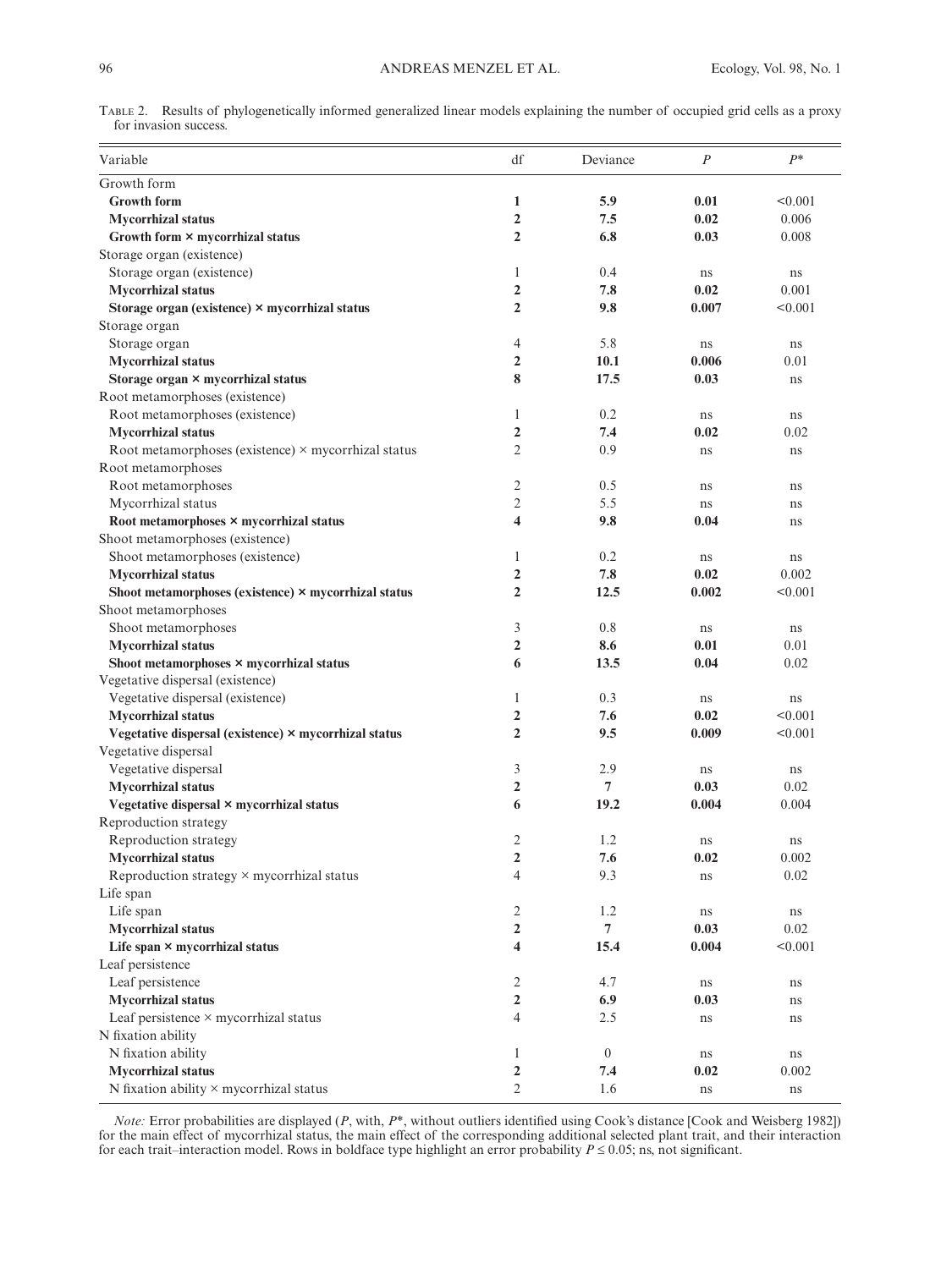Table 2. Results of phylogenetically informed generalized linear models explaining the number of occupied grid cells as a proxy for invasion success.

| Variable | df | Deviance | $P$ | $P^*$ |
|---|---|---|---|---|
| Growth form | | | | |
| **Growth form** | **1** | **5.9** | **0.01** | <0.001 |
| **Mycorrhizal status** | **2** | **7.5** | **0.02** | 0.006 |
| **Growth form × mycorrhizal status** | **2** | **6.8** | **0.03** | 0.008 |
| Storage organ (existence) | | | | |
| Storage organ (existence) | 1 | 0.4 | ns | ns |
| **Mycorrhizal status** | **2** | **7.8** | **0.02** | 0.001 |
| **Storage organ (existence) × mycorrhizal status** | **2** | **9.8** | **0.007** | <0.001 |
| Storage organ | | | | |
| Storage organ | 4 | 5.8 | ns | ns |
| **Mycorrhizal status** | **2** | **10.1** | **0.006** | 0.01 |
| **Storage organ × mycorrhizal status** | **8** | **17.5** | **0.03** | ns |
| Root metamorphoses (existence) | | | | |
| Root metamorphoses (existence) | 1 | 0.2 | ns | ns |
| **Mycorrhizal status** | **2** | **7.4** | **0.02** | 0.02 |
| Root metamorphoses (existence) × mycorrhizal status | 2 | 0.9 | ns | ns |
| Root metamorphoses | | | | |
| Root metamorphoses | 2 | 0.5 | ns | ns |
| Mycorrhizal status | 2 | 5.5 | ns | ns |
| **Root metamorphoses × mycorrhizal status** | **4** | **9.8** | **0.04** | ns |
| Shoot metamorphoses (existence) | | | | |
| Shoot metamorphoses (existence) | 1 | 0.2 | ns | ns |
| **Mycorrhizal status** | **2** | **7.8** | **0.02** | 0.002 |
| **Shoot metamorphoses (existence) × mycorrhizal status** | **2** | **12.5** | **0.002** | <0.001 |
| Shoot metamorphoses | | | | |
| Shoot metamorphoses | 3 | 0.8 | ns | ns |
| **Mycorrhizal status** | **2** | **8.6** | **0.01** | 0.01 |
| **Shoot metamorphoses × mycorrhizal status** | **6** | **13.5** | **0.04** | 0.02 |
| Vegetative dispersal (existence) | | | | |
| Vegetative dispersal (existence) | 1 | 0.3 | ns | ns |
| **Mycorrhizal status** | **2** | **7.6** | **0.02** | <0.001 |
| **Vegetative dispersal (existence) × mycorrhizal status** | **2** | **9.5** | **0.009** | <0.001 |
| Vegetative dispersal | | | | |
| Vegetative dispersal | 3 | 2.9 | ns | ns |
| **Mycorrhizal status** | **2** | **7** | **0.03** | 0.02 |
| **Vegetative dispersal × mycorrhizal status** | **6** | **19.2** | **0.004** | 0.004 |
| Reproduction strategy | | | | |
| Reproduction strategy | 2 | 1.2 | ns | ns |
| **Mycorrhizal status** | **2** | **7.6** | **0.02** | 0.002 |
| Reproduction strategy × mycorrhizal status | 4 | 9.3 | ns | 0.02 |
| Life span | | | | |
| Life span | 2 | 1.2 | ns | ns |
| **Mycorrhizal status** | **2** | **7** | **0.03** | 0.02 |
| **Life span × mycorrhizal status** | **4** | **15.4** | **0.004** | <0.001 |
| Leaf persistence | | | | |
| Leaf persistence | 2 | 4.7 | ns | ns |
| **Mycorrhizal status** | **2** | **6.9** | **0.03** | ns |
| Leaf persistence × mycorrhizal status | 4 | 2.5 | ns | ns |
| N fixation ability | | | | |
| N fixation ability | 1 | 0 | ns | ns |
| **Mycorrhizal status** | **2** | **7.4** | **0.02** | 0.002 |
| N fixation ability × mycorrhizal status | 2 | 1.6 | ns | ns |

*Note:* Error probabilities are displayed ($P$, with, $P^*$, without outliers identified using Cook's distance [Cook and Weisberg 1982]) for the main effect of mycorrhizal status, the main effect of the corresponding additional selected plant trait, and their interaction for each trait–interaction model. Rows in boldface type highlight an error probability $P \leq 0.05$; ns, not significant.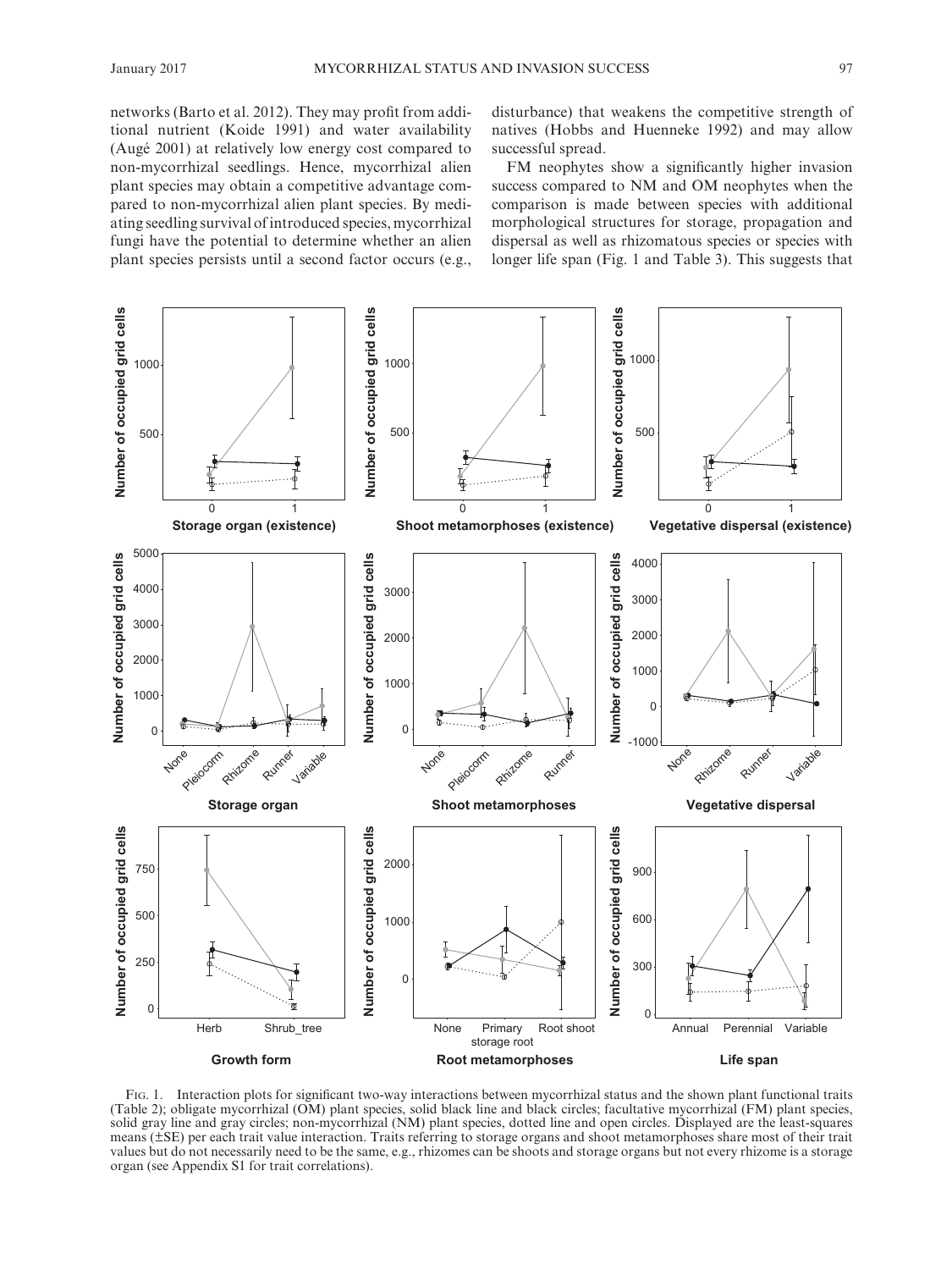networks (Barto et al. 2012). They may profit from additional nutrient (Koide 1991) and water availability (Augé 2001) at relatively low energy cost compared to non-mycorrhizal seedlings. Hence, mycorrhizal alien plant species may obtain a competitive advantage compared to non-mycorrhizal alien plant species. By mediating seedling survival of introduced species, mycorrhizal fungi have the potential to determine whether an alien plant species persists until a second factor occurs (e.g., disturbance) that weakens the competitive strength of natives (Hobbs and Huenneke 1992) and may allow successful spread.

FM neophytes show a significantly higher invasion success compared to NM and OM neophytes when the comparison is made between species with additional morphological structures for storage, propagation and dispersal as well as rhizomatous species or species with longer life span (Fig. 1 and Table 3). This suggests that

FIG. 1. Interaction plots for significant two-way interactions between mycorrhizal status and the shown plant functional traits (Table 2); obligate mycorrhizal (OM) plant species, solid black line and black circles; facultative mycorrhizal (FM) plant species, solid gray line and gray circles; non-mycorrhizal (NM) plant species, dotted line and open circles. Displayed are the least-squares means (±SE) per each trait value interaction. Traits referring to storage organs and shoot metamorphoses share most of their trait values but do not necessarily need to be the same, e.g., rhizomes can be shoots and storage organs but not every rhizome is a storage organ (see Appendix S1 for trait correlations).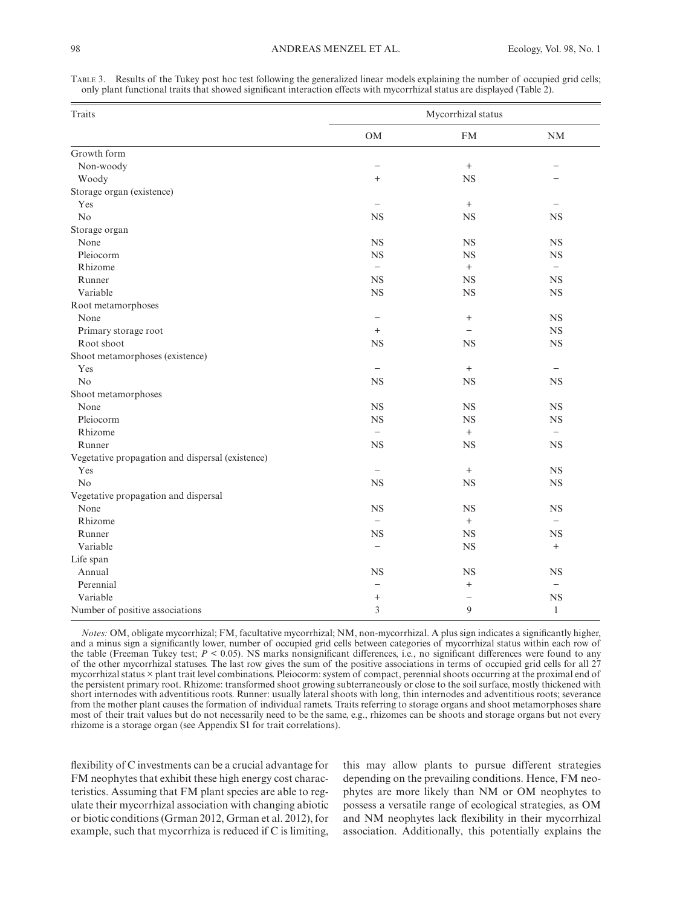TABLE 3. Results of the Tukey post hoc test following the generalized linear models explaining the number of occupied grid cells; only plant functional traits that showed significant interaction effects with mycorrhizal status are displayed (Table 2).

| Traits | Mycorrhizal status | | |
|---|---|---|---|
| | OM | FM | NM |
| Growth form | | | |
| Non-woody | − | + | − |
| Woody | + | NS | − |
| Storage organ (existence) | | | |
| Yes | − | + | − |
| No | NS | NS | NS |
| Storage organ | | | |
| None | NS | NS | NS |
| Pleiocorm | NS | NS | NS |
| Rhizome | − | + | − |
| Runner | NS | NS | NS |
| Variable | NS | NS | NS |
| Root metamorphoses | | | |
| None | − | + | NS |
| Primary storage root | + | − | NS |
| Root shoot | NS | NS | NS |
| Shoot metamorphoses (existence) | | | |
| Yes | − | + | − |
| No | NS | NS | NS |
| Shoot metamorphoses | | | |
| None | NS | NS | NS |
| Pleiocorm | NS | NS | NS |
| Rhizome | − | + | − |
| Runner | NS | NS | NS |
| Vegetative propagation and dispersal (existence) | | | |
| Yes | − | + | NS |
| No | NS | NS | NS |
| Vegetative propagation and dispersal | | | |
| None | NS | NS | NS |
| Rhizome | − | + | − |
| Runner | NS | NS | NS |
| Variable | − | NS | + |
| Life span | | | |
| Annual | NS | NS | NS |
| Perennial | − | + | − |
| Variable | + | − | NS |
| Number of positive associations | 3 | 9 | 1 |

*Notes:* OM, obligate mycorrhizal; FM, facultative mycorrhizal; NM, non-mycorrhizal. A plus sign indicates a significantly higher, and a minus sign a significantly lower, number of occupied grid cells between categories of mycorrhizal status within each row of the table (Freeman Tukey test; $P < 0.05$). NS marks nonsignificant differences, i.e., no significant differences were found to any of the other mycorrhizal statuses. The last row gives the sum of the positive associations in terms of occupied grid cells for all 27 mycorrhizal status × plant trait level combinations. Pleiocorm: system of compact, perennial shoots occurring at the proximal end of the persistent primary root. Rhizome: transformed shoot growing subterraneously or close to the soil surface, mostly thickened with short internodes with adventitious roots. Runner: usually lateral shoots with long, thin internodes and adventitious roots; severance from the mother plant causes the formation of individual ramets. Traits referring to storage organs and shoot metamorphoses share most of their trait values but do not necessarily need to be the same, e.g., rhizomes can be shoots and storage organs but not every rhizome is a storage organ (see Appendix S1 for trait correlations).

flexibility of C investments can be a crucial advantage for FM neophytes that exhibit these high energy cost characteristics. Assuming that FM plant species are able to regulate their mycorrhizal association with changing abiotic or biotic conditions (Grman 2012, Grman et al. 2012), for example, such that mycorrhiza is reduced if C is limiting, this may allow plants to pursue different strategies depending on the prevailing conditions. Hence, FM neophytes are more likely than NM or OM neophytes to possess a versatile range of ecological strategies, as OM and NM neophytes lack flexibility in their mycorrhizal association. Additionally, this potentially explains the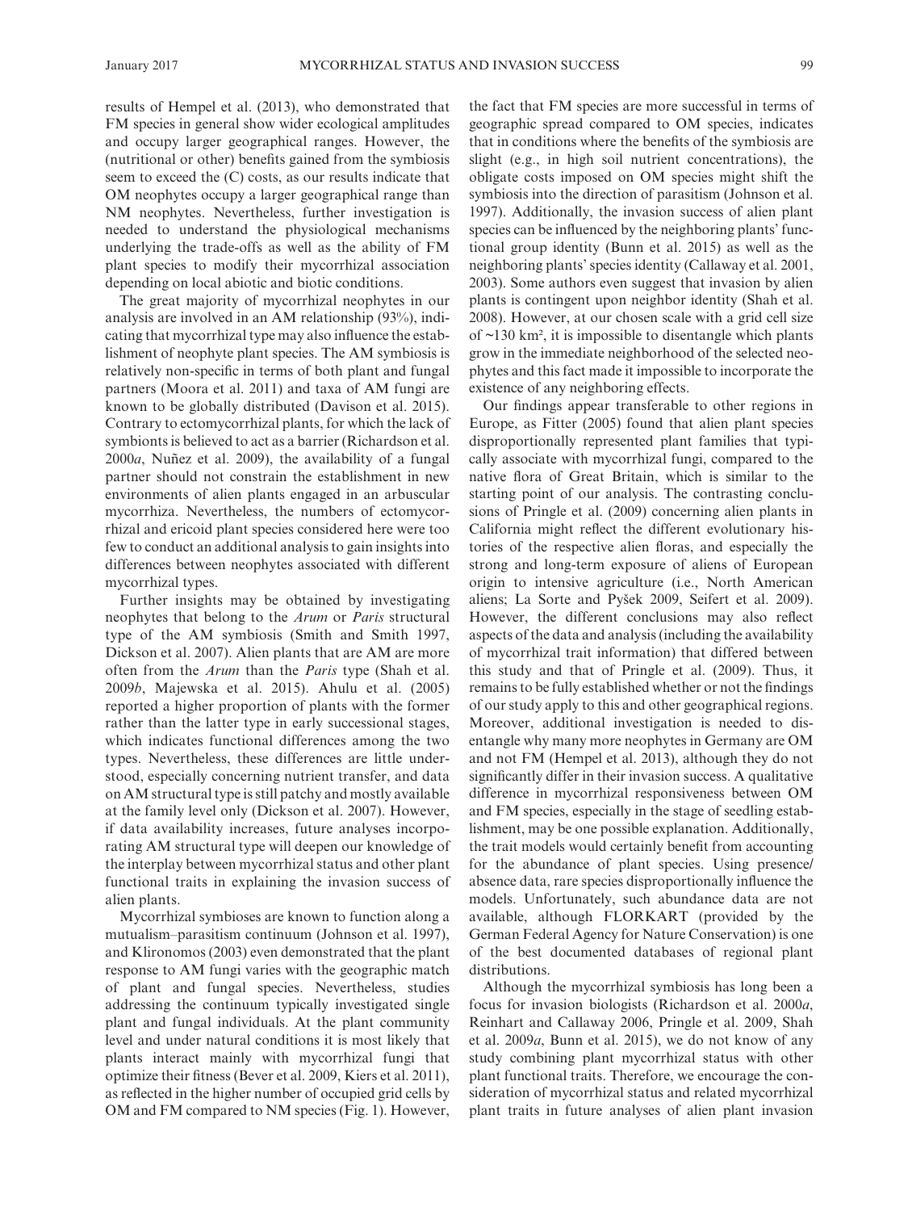results of Hempel et al. (2013), who demonstrated that FM species in general show wider ecological amplitudes and occupy larger geographical ranges. However, the (nutritional or other) benefits gained from the symbiosis seem to exceed the (C) costs, as our results indicate that OM neophytes occupy a larger geographical range than NM neophytes. Nevertheless, further investigation is needed to understand the physiological mechanisms underlying the trade-offs as well as the ability of FM plant species to modify their mycorrhizal association depending on local abiotic and biotic conditions.

The great majority of mycorrhizal neophytes in our analysis are involved in an AM relationship (93%), indicating that mycorrhizal type may also influence the establishment of neophyte plant species. The AM symbiosis is relatively non-specific in terms of both plant and fungal partners (Moora et al. 2011) and taxa of AM fungi are known to be globally distributed (Davison et al. 2015). Contrary to ectomycorrhizal plants, for which the lack of symbionts is believed to act as a barrier (Richardson et al. 2000*a*, Nuñez et al. 2009), the availability of a fungal partner should not constrain the establishment in new environments of alien plants engaged in an arbuscular mycorrhiza. Nevertheless, the numbers of ectomycorrhizal and ericoid plant species considered here were too few to conduct an additional analysis to gain insights into differences between neophytes associated with different mycorrhizal types.

Further insights may be obtained by investigating neophytes that belong to the *Arum* or *Paris* structural type of the AM symbiosis (Smith and Smith 1997, Dickson et al. 2007). Alien plants that are AM are more often from the *Arum* than the *Paris* type (Shah et al. 2009*b*, Majewska et al. 2015). Ahulu et al. (2005) reported a higher proportion of plants with the former rather than the latter type in early successional stages, which indicates functional differences among the two types. Nevertheless, these differences are little understood, especially concerning nutrient transfer, and data on AM structural type is still patchy and mostly available at the family level only (Dickson et al. 2007). However, if data availability increases, future analyses incorporating AM structural type will deepen our knowledge of the interplay between mycorrhizal status and other plant functional traits in explaining the invasion success of alien plants.

Mycorrhizal symbioses are known to function along a mutualism–parasitism continuum (Johnson et al. 1997), and Klironomos (2003) even demonstrated that the plant response to AM fungi varies with the geographic match of plant and fungal species. Nevertheless, studies addressing the continuum typically investigated single plant and fungal individuals. At the plant community level and under natural conditions it is most likely that plants interact mainly with mycorrhizal fungi that optimize their fitness (Bever et al. 2009, Kiers et al. 2011), as reflected in the higher number of occupied grid cells by OM and FM compared to NM species (Fig. 1). However, the fact that FM species are more successful in terms of geographic spread compared to OM species, indicates that in conditions where the benefits of the symbiosis are slight (e.g., in high soil nutrient concentrations), the obligate costs imposed on OM species might shift the symbiosis into the direction of parasitism (Johnson et al. 1997). Additionally, the invasion success of alien plant species can be influenced by the neighboring plants' functional group identity (Bunn et al. 2015) as well as the neighboring plants' species identity (Callaway et al. 2001, 2003). Some authors even suggest that invasion by alien plants is contingent upon neighbor identity (Shah et al. 2008). However, at our chosen scale with a grid cell size of ~130 km², it is impossible to disentangle which plants grow in the immediate neighborhood of the selected neophytes and this fact made it impossible to incorporate the existence of any neighboring effects.

Our findings appear transferable to other regions in Europe, as Fitter (2005) found that alien plant species disproportionally represented plant families that typically associate with mycorrhizal fungi, compared to the native flora of Great Britain, which is similar to the starting point of our analysis. The contrasting conclusions of Pringle et al. (2009) concerning alien plants in California might reflect the different evolutionary histories of the respective alien floras, and especially the strong and long-term exposure of aliens of European origin to intensive agriculture (i.e., North American aliens; La Sorte and Pyšek 2009, Seifert et al. 2009). However, the different conclusions may also reflect aspects of the data and analysis (including the availability of mycorrhizal trait information) that differed between this study and that of Pringle et al. (2009). Thus, it remains to be fully established whether or not the findings of our study apply to this and other geographical regions. Moreover, additional investigation is needed to disentangle why many more neophytes in Germany are OM and not FM (Hempel et al. 2013), although they do not significantly differ in their invasion success. A qualitative difference in mycorrhizal responsiveness between OM and FM species, especially in the stage of seedling establishment, may be one possible explanation. Additionally, the trait models would certainly benefit from accounting for the abundance of plant species. Using presence/absence data, rare species disproportionally influence the models. Unfortunately, such abundance data are not available, although FLORKART (provided by the German Federal Agency for Nature Conservation) is one of the best documented databases of regional plant distributions.

Although the mycorrhizal symbiosis has long been a focus for invasion biologists (Richardson et al. 2000*a*, Reinhart and Callaway 2006, Pringle et al. 2009, Shah et al. 2009*a*, Bunn et al. 2015), we do not know of any study combining plant mycorrhizal status with other plant functional traits. Therefore, we encourage the consideration of mycorrhizal status and related mycorrhizal plant traits in future analyses of alien plant invasion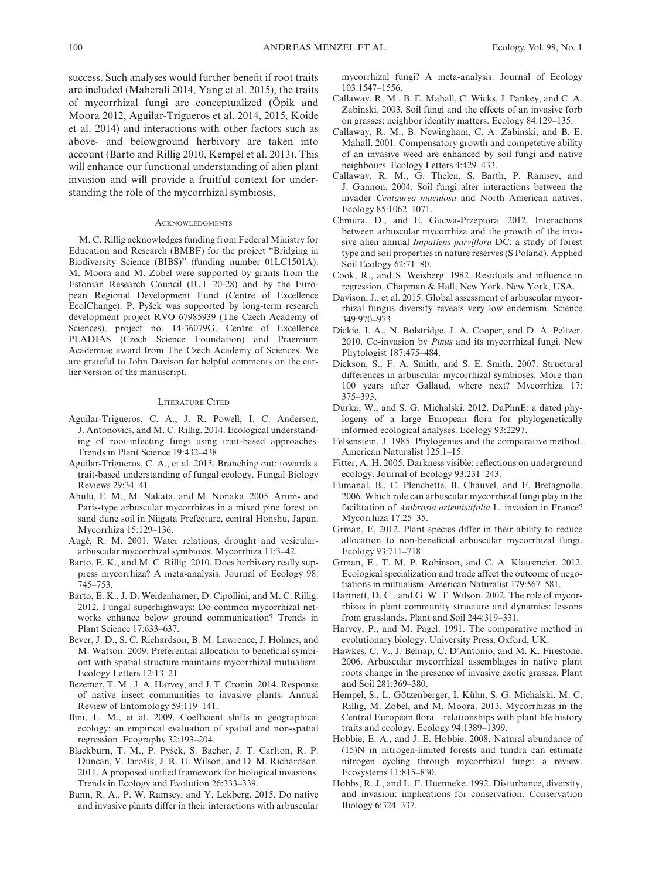success. Such analyses would further benefit if root traits are included (Maherali 2014, Yang et al. 2015), the traits of mycorrhizal fungi are conceptualized (Öpik and Moora 2012, Aguilar-Trigueros et al. 2014, 2015, Koide et al. 2014) and interactions with other factors such as above- and belowground herbivory are taken into account (Barto and Rillig 2010, Kempel et al. 2013). This will enhance our functional understanding of alien plant invasion and will provide a fruitful context for understanding the role of the mycorrhizal symbiosis.

## Acknowledgments

M. C. Rillig acknowledges funding from Federal Ministry for Education and Research (BMBF) for the project "Bridging in Biodiversity Science (BIBS)" (funding number 01LC1501A). M. Moora and M. Zobel were supported by grants from the Estonian Research Council (IUT 20-28) and by the European Regional Development Fund (Centre of Excellence EcolChange). P. Pyšek was supported by long-term research development project RVO 67985939 (The Czech Academy of Sciences), project no. 14-36079G, Centre of Excellence PLADIAS (Czech Science Foundation) and Praemium Academiae award from The Czech Academy of Sciences. We are grateful to John Davison for helpful comments on the earlier version of the manuscript.

## Literature Cited

- Aguilar-Trigueros, C. A., J. R. Powell, I. C. Anderson, J. Antonovics, and M. C. Rillig. 2014. Ecological understanding of root-infecting fungi using trait-based approaches. Trends in Plant Science 19:432–438.
- Aguilar-Trigueros, C. A., et al. 2015. Branching out: towards a trait-based understanding of fungal ecology. Fungal Biology Reviews 29:34–41.
- Ahulu, E. M., M. Nakata, and M. Nonaka. 2005. Arum- and Paris-type arbuscular mycorrhizas in a mixed pine forest on sand dune soil in Niigata Prefecture, central Honshu, Japan. Mycorrhiza 15:129–136.
- Augé, R. M. 2001. Water relations, drought and vesicular-arbuscular mycorrhizal symbiosis. Mycorrhiza 11:3–42.
- Barto, E. K., and M. C. Rillig. 2010. Does herbivory really suppress mycorrhiza? A meta-analysis. Journal of Ecology 98: 745–753.
- Barto, E. K., J. D. Weidenhamer, D. Cipollini, and M. C. Rillig. 2012. Fungal superhighways: Do common mycorrhizal networks enhance below ground communication? Trends in Plant Science 17:633–637.
- Bever, J. D., S. C. Richardson, B. M. Lawrence, J. Holmes, and M. Watson. 2009. Preferential allocation to beneficial symbiont with spatial structure maintains mycorrhizal mutualism. Ecology Letters 12:13–21.
- Bezemer, T. M., J. A. Harvey, and J. T. Cronin. 2014. Response of native insect communities to invasive plants. Annual Review of Entomology 59:119–141.
- Bini, L. M., et al. 2009. Coefficient shifts in geographical ecology: an empirical evaluation of spatial and non-spatial regression. Ecography 32:193–204.
- Blackburn, T. M., P. Pyšek, S. Bacher, J. T. Carlton, R. P. Duncan, V. Jarošík, J. R. U. Wilson, and D. M. Richardson. 2011. A proposed unified framework for biological invasions. Trends in Ecology and Evolution 26:333–339.
- Bunn, R. A., P. W. Ramsey, and Y. Lekberg. 2015. Do native and invasive plants differ in their interactions with arbuscular mycorrhizal fungi? A meta-analysis. Journal of Ecology 103:1547–1556.
- Callaway, R. M., B. E. Mahall, C. Wicks, J. Pankey, and C. A. Zabinski. 2003. Soil fungi and the effects of an invasive forb on grasses: neighbor identity matters. Ecology 84:129–135.
- Callaway, R. M., B. Newingham, C. A. Zabinski, and B. E. Mahall. 2001. Compensatory growth and competetive ability of an invasive weed are enhanced by soil fungi and native neighbours. Ecology Letters 4:429–433.
- Callaway, R. M., G. Thelen, S. Barth, P. Ramsey, and J. Gannon. 2004. Soil fungi alter interactions between the invader *Centaurea maculosa* and North American natives. Ecology 85:1062–1071.
- Chmura, D., and E. Gucwa-Przepiora. 2012. Interactions between arbuscular mycorrhiza and the growth of the invasive alien annual *Impatiens parviflora* DC: a study of forest type and soil properties in nature reserves (S Poland). Applied Soil Ecology 62:71–80.
- Cook, R., and S. Weisberg. 1982. Residuals and influence in regression. Chapman & Hall, New York, New York, USA.
- Davison, J., et al. 2015. Global assessment of arbuscular mycorrhizal fungus diversity reveals very low endemism. Science 349:970–973.
- Dickie, I. A., N. Bolstridge, J. A. Cooper, and D. A. Peltzer. 2010. Co-invasion by *Pinus* and its mycorrhizal fungi. New Phytologist 187:475–484.
- Dickson, S., F. A. Smith, and S. E. Smith. 2007. Structural differences in arbuscular mycorrhizal symbioses: More than 100 years after Gallaud, where next? Mycorrhiza 17: 375–393.
- Durka, W., and S. G. Michalski. 2012. DaPhnE: a dated phylogeny of a large European flora for phylogenetically informed ecological analyses. Ecology 93:2297.
- Felsenstein, J. 1985. Phylogenies and the comparative method. American Naturalist 125:1–15.
- Fitter, A. H. 2005. Darkness visible: reflections on underground ecology. Journal of Ecology 93:231–243.
- Fumanal, B., C. Plenchette, B. Chauvel, and F. Bretagnolle. 2006. Which role can arbuscular mycorrhizal fungi play in the facilitation of *Ambrosia artemisiifolia* L. invasion in France? Mycorrhiza 17:25–35.
- Grman, E. 2012. Plant species differ in their ability to reduce allocation to non-beneficial arbuscular mycorrhizal fungi. Ecology 93:711–718.
- Grman, E., T. M. P. Robinson, and C. A. Klausmeier. 2012. Ecological specialization and trade affect the outcome of negotiations in mutualism. American Naturalist 179:567–581.
- Hartnett, D. C., and G. W. T. Wilson. 2002. The role of mycorrhizas in plant community structure and dynamics: lessons from grasslands. Plant and Soil 244:319–331.
- Harvey, P., and M. Pagel. 1991. The comparative method in evolutionary biology. University Press, Oxford, UK.
- Hawkes, C. V., J. Belnap, C. D'Antonio, and M. K. Firestone. 2006. Arbuscular mycorrhizal assemblages in native plant roots change in the presence of invasive exotic grasses. Plant and Soil 281:369–380.
- Hempel, S., L. Götzenberger, I. Kühn, S. G. Michalski, M. C. Rillig, M. Zobel, and M. Moora. 2013. Mycorrhizas in the Central European flora—relationships with plant life history traits and ecology. Ecology 94:1389–1399.
- Hobbie, E. A., and J. E. Hobbie. 2008. Natural abundance of (15)N in nitrogen-limited forests and tundra can estimate nitrogen cycling through mycorrhizal fungi: a review. Ecosystems 11:815–830.
- Hobbs, R. J., and L. F. Huenneke. 1992. Disturbance, diversity, and invasion: implications for conservation. Conservation Biology 6:324–337.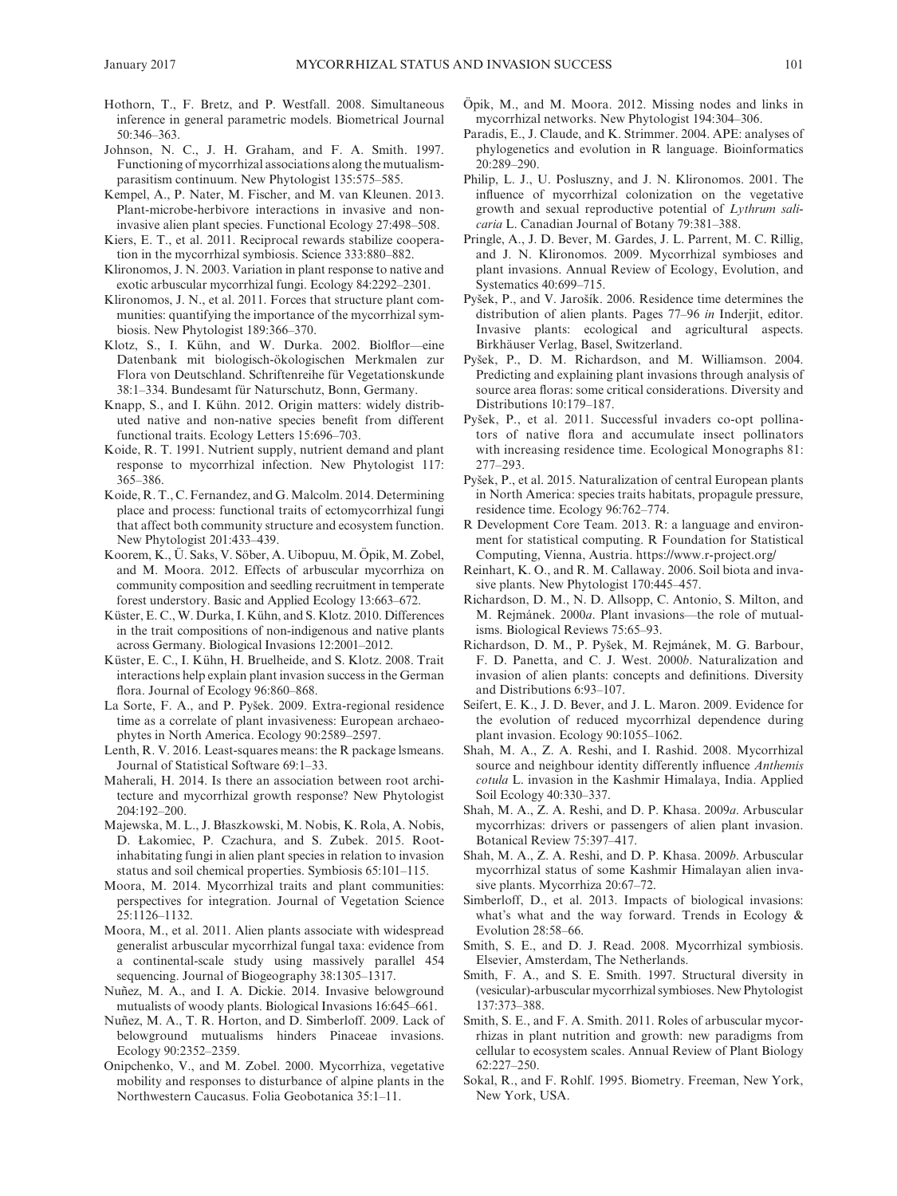Hothorn, T., F. Bretz, and P. Westfall. 2008. Simultaneous inference in general parametric models. Biometrical Journal 50:346–363.

Johnson, N. C., J. H. Graham, and F. A. Smith. 1997. Functioning of mycorrhizal associations along the mutualism-parasitism continuum. New Phytologist 135:575–585.

Kempel, A., P. Nater, M. Fischer, and M. van Kleunen. 2013. Plant-microbe-herbivore interactions in invasive and non-invasive alien plant species. Functional Ecology 27:498–508.

Kiers, E. T., et al. 2011. Reciprocal rewards stabilize cooperation in the mycorrhizal symbiosis. Science 333:880–882.

Klironomos, J. N. 2003. Variation in plant response to native and exotic arbuscular mycorrhizal fungi. Ecology 84:2292–2301.

Klironomos, J. N., et al. 2011. Forces that structure plant communities: quantifying the importance of the mycorrhizal symbiosis. New Phytologist 189:366–370.

Klotz, S., I. Kühn, and W. Durka. 2002. Biolflor—eine Datenbank mit biologisch-ökologischen Merkmalen zur Flora von Deutschland. Schriftenreihe für Vegetationskunde 38:1–334. Bundesamt für Naturschutz, Bonn, Germany.

Knapp, S., and I. Kühn. 2012. Origin matters: widely distributed native and non-native species benefit from different functional traits. Ecology Letters 15:696–703.

Koide, R. T. 1991. Nutrient supply, nutrient demand and plant response to mycorrhizal infection. New Phytologist 117: 365–386.

Koide, R. T., C. Fernandez, and G. Malcolm. 2014. Determining place and process: functional traits of ectomycorrhizal fungi that affect both community structure and ecosystem function. New Phytologist 201:433–439.

Koorem, K., Ü. Saks, V. Söber, A. Uibopuu, M. Öpik, M. Zobel, and M. Moora. 2012. Effects of arbuscular mycorrhiza on community composition and seedling recruitment in temperate forest understory. Basic and Applied Ecology 13:663–672.

Küster, E. C., W. Durka, I. Kühn, and S. Klotz. 2010. Differences in the trait compositions of non-indigenous and native plants across Germany. Biological Invasions 12:2001–2012.

Küster, E. C., I. Kühn, H. Bruelheide, and S. Klotz. 2008. Trait interactions help explain plant invasion success in the German flora. Journal of Ecology 96:860–868.

La Sorte, F. A., and P. Pyšek. 2009. Extra-regional residence time as a correlate of plant invasiveness: European archaeophytes in North America. Ecology 90:2589–2597.

Lenth, R. V. 2016. Least-squares means: the R package lsmeans. Journal of Statistical Software 69:1–33.

Maherali, H. 2014. Is there an association between root architecture and mycorrhizal growth response? New Phytologist 204:192–200.

Majewska, M. L., J. Błaszkowski, M. Nobis, K. Rola, A. Nobis, D. Łakomiec, P. Czachura, and S. Zubek. 2015. Root-inhabitating fungi in alien plant species in relation to invasion status and soil chemical properties. Symbiosis 65:101–115.

Moora, M. 2014. Mycorrhizal traits and plant communities: perspectives for integration. Journal of Vegetation Science 25:1126–1132.

Moora, M., et al. 2011. Alien plants associate with widespread generalist arbuscular mycorrhizal fungal taxa: evidence from a continental-scale study using massively parallel 454 sequencing. Journal of Biogeography 38:1305–1317.

Nuñez, M. A., and I. A. Dickie. 2014. Invasive belowground mutualists of woody plants. Biological Invasions 16:645–661.

Nuñez, M. A., T. R. Horton, and D. Simberloff. 2009. Lack of belowground mutualisms hinders Pinaceae invasions. Ecology 90:2352–2359.

Onipchenko, V., and M. Zobel. 2000. Mycorrhiza, vegetative mobility and responses to disturbance of alpine plants in the Northwestern Caucasus. Folia Geobotanica 35:1–11.

Öpik, M., and M. Moora. 2012. Missing nodes and links in mycorrhizal networks. New Phytologist 194:304–306.

Paradis, E., J. Claude, and K. Strimmer. 2004. APE: analyses of phylogenetics and evolution in R language. Bioinformatics 20:289–290.

Philip, L. J., U. Posluszny, and J. N. Klironomos. 2001. The influence of mycorrhizal colonization on the vegetative growth and sexual reproductive potential of *Lythrum salicaria* L. Canadian Journal of Botany 79:381–388.

Pringle, A., J. D. Bever, M. Gardes, J. L. Parrent, M. C. Rillig, and J. N. Klironomos. 2009. Mycorrhizal symbioses and plant invasions. Annual Review of Ecology, Evolution, and Systematics 40:699–715.

Pyšek, P., and V. Jarošík. 2006. Residence time determines the distribution of alien plants. Pages 77–96 *in* Inderjit, editor. Invasive plants: ecological and agricultural aspects. Birkhäuser Verlag, Basel, Switzerland.

Pyšek, P., D. M. Richardson, and M. Williamson. 2004. Predicting and explaining plant invasions through analysis of source area floras: some critical considerations. Diversity and Distributions 10:179–187.

Pyšek, P., et al. 2011. Successful invaders co-opt pollinators of native flora and accumulate insect pollinators with increasing residence time. Ecological Monographs 81: 277–293.

Pyšek, P., et al. 2015. Naturalization of central European plants in North America: species traits habitats, propagule pressure, residence time. Ecology 96:762–774.

R Development Core Team. 2013. R: a language and environment for statistical computing. R Foundation for Statistical Computing, Vienna, Austria. https://www.r-project.org/

Reinhart, K. O., and R. M. Callaway. 2006. Soil biota and invasive plants. New Phytologist 170:445–457.

Richardson, D. M., N. D. Allsopp, C. Antonio, S. Milton, and M. Rejmánek. 2000*a*. Plant invasions—the role of mutualisms. Biological Reviews 75:65–93.

Richardson, D. M., P. Pyšek, M. Rejmánek, M. G. Barbour, F. D. Panetta, and C. J. West. 2000*b*. Naturalization and invasion of alien plants: concepts and definitions. Diversity and Distributions 6:93–107.

Seifert, E. K., J. D. Bever, and J. L. Maron. 2009. Evidence for the evolution of reduced mycorrhizal dependence during plant invasion. Ecology 90:1055–1062.

Shah, M. A., Z. A. Reshi, and I. Rashid. 2008. Mycorrhizal source and neighbour identity differently influence *Anthemis cotula* L. invasion in the Kashmir Himalaya, India. Applied Soil Ecology 40:330–337.

Shah, M. A., Z. A. Reshi, and D. P. Khasa. 2009*a*. Arbuscular mycorrhizas: drivers or passengers of alien plant invasion. Botanical Review 75:397–417.

Shah, M. A., Z. A. Reshi, and D. P. Khasa. 2009*b*. Arbuscular mycorrhizal status of some Kashmir Himalayan alien invasive plants. Mycorrhiza 20:67–72.

Simberloff, D., et al. 2013. Impacts of biological invasions: what's what and the way forward. Trends in Ecology & Evolution 28:58–66.

Smith, S. E., and D. J. Read. 2008. Mycorrhizal symbiosis. Elsevier, Amsterdam, The Netherlands.

Smith, F. A., and S. E. Smith. 1997. Structural diversity in (vesicular)-arbuscular mycorrhizal symbioses. New Phytologist 137:373–388.

Smith, S. E., and F. A. Smith. 2011. Roles of arbuscular mycorrhizas in plant nutrition and growth: new paradigms from cellular to ecosystem scales. Annual Review of Plant Biology 62:227–250.

Sokal, R., and F. Rohlf. 1995. Biometry. Freeman, New York, New York, USA.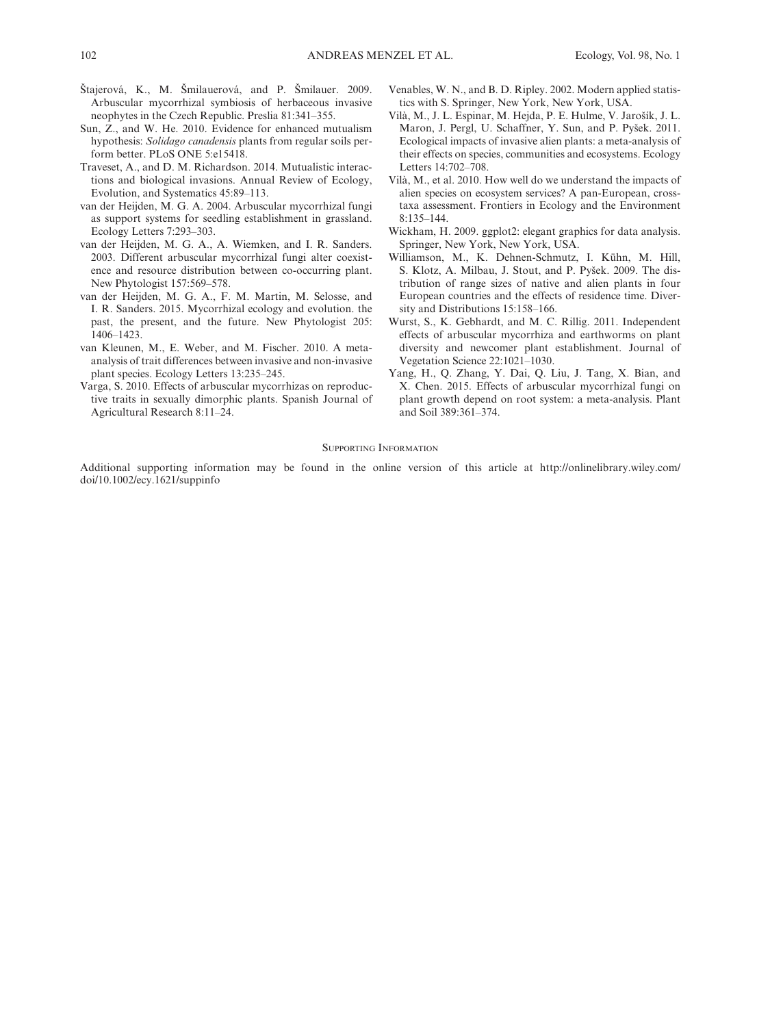Štajerová, K., M. Šmilauerová, and P. Šmilauer. 2009. Arbuscular mycorrhizal symbiosis of herbaceous invasive neophytes in the Czech Republic. Preslia 81:341–355.

Sun, Z., and W. He. 2010. Evidence for enhanced mutualism hypothesis: *Solidago canadensis* plants from regular soils perform better. PLoS ONE 5:e15418.

Traveset, A., and D. M. Richardson. 2014. Mutualistic interactions and biological invasions. Annual Review of Ecology, Evolution, and Systematics 45:89–113.

van der Heijden, M. G. A. 2004. Arbuscular mycorrhizal fungi as support systems for seedling establishment in grassland. Ecology Letters 7:293–303.

van der Heijden, M. G. A., A. Wiemken, and I. R. Sanders. 2003. Different arbuscular mycorrhizal fungi alter coexistence and resource distribution between co-occurring plant. New Phytologist 157:569–578.

van der Heijden, M. G. A., F. M. Martin, M. Selosse, and I. R. Sanders. 2015. Mycorrhizal ecology and evolution. the past, the present, and the future. New Phytologist 205: 1406–1423.

van Kleunen, M., E. Weber, and M. Fischer. 2010. A meta-analysis of trait differences between invasive and non-invasive plant species. Ecology Letters 13:235–245.

Varga, S. 2010. Effects of arbuscular mycorrhizas on reproductive traits in sexually dimorphic plants. Spanish Journal of Agricultural Research 8:11–24.

Venables, W. N., and B. D. Ripley. 2002. Modern applied statistics with S. Springer, New York, New York, USA.

Vilà, M., J. L. Espinar, M. Hejda, P. E. Hulme, V. Jarošík, J. L. Maron, J. Pergl, U. Schaffner, Y. Sun, and P. Pyšek. 2011. Ecological impacts of invasive alien plants: a meta-analysis of their effects on species, communities and ecosystems. Ecology Letters 14:702–708.

Vilà, M., et al. 2010. How well do we understand the impacts of alien species on ecosystem services? A pan-European, cross-taxa assessment. Frontiers in Ecology and the Environment 8:135–144.

Wickham, H. 2009. ggplot2: elegant graphics for data analysis. Springer, New York, New York, USA.

Williamson, M., K. Dehnen-Schmutz, I. Kühn, M. Hill, S. Klotz, A. Milbau, J. Stout, and P. Pyšek. 2009. The distribution of range sizes of native and alien plants in four European countries and the effects of residence time. Diversity and Distributions 15:158–166.

Wurst, S., K. Gebhardt, and M. C. Rillig. 2011. Independent effects of arbuscular mycorrhiza and earthworms on plant diversity and newcomer plant establishment. Journal of Vegetation Science 22:1021–1030.

Yang, H., Q. Zhang, Y. Dai, Q. Liu, J. Tang, X. Bian, and X. Chen. 2015. Effects of arbuscular mycorrhizal fungi on plant growth depend on root system: a meta-analysis. Plant and Soil 389:361–374.

## Supporting Information

Additional supporting information may be found in the online version of this article at http://onlinelibrary.wiley.com/doi/10.1002/ecy.1621/suppinfo